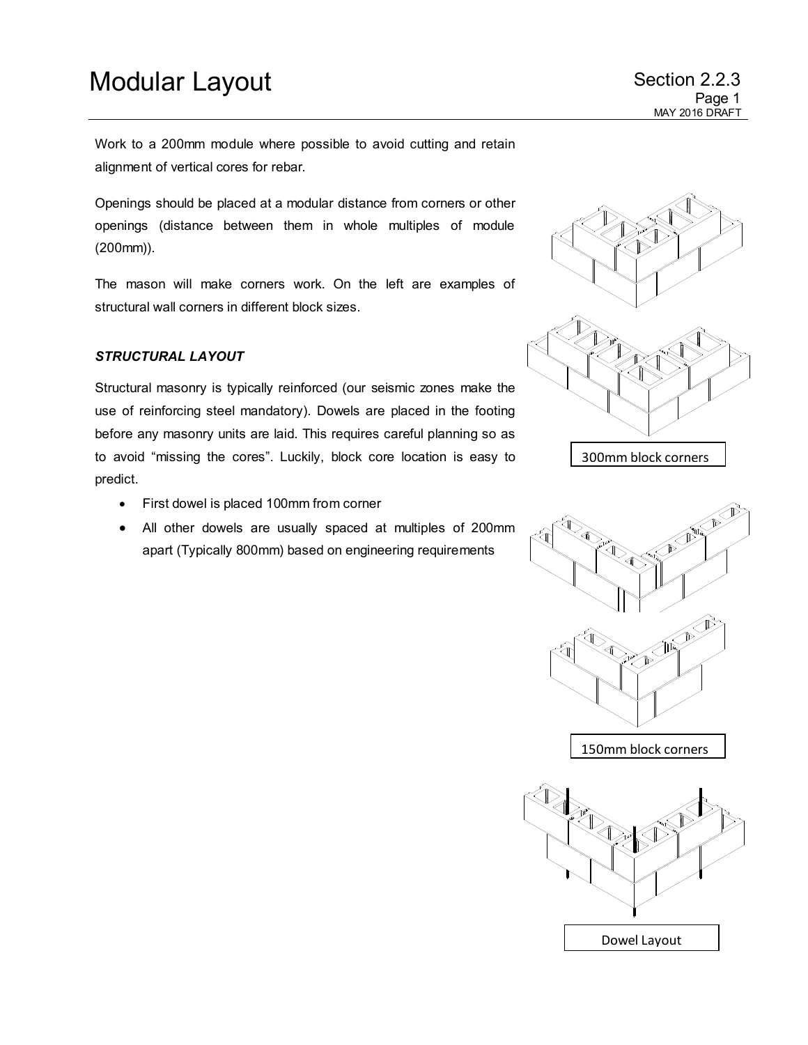# Modular Layout

Section 2.2.3

Work to a 200mm module where possible to avoid cutting and retain alignment of vertical cores for rebar.

Openings should be placed at a modular distance from corners or other openings (distance between them in whole multiples of module (200mm)).

The mason will make corners work. On the left are examples of structural wall corners in different block sizes.

300mm block corners

### *STRUCTURAL LAYOUT*

Structural masonry is typically reinforced (our seismic zones make the use of reinforcing steel mandatory). Dowels are placed in the footing before any masonry units are laid. This requires careful planning so as to avoid "missing the cores". Luckily, block core location is easy to predict.

- First dowel is placed 100mm from corner
- All other dowels are usually spaced at multiples of 200mm apart (Typically 800mm) based on engineering requirements

150mm block corners

Dowel Layout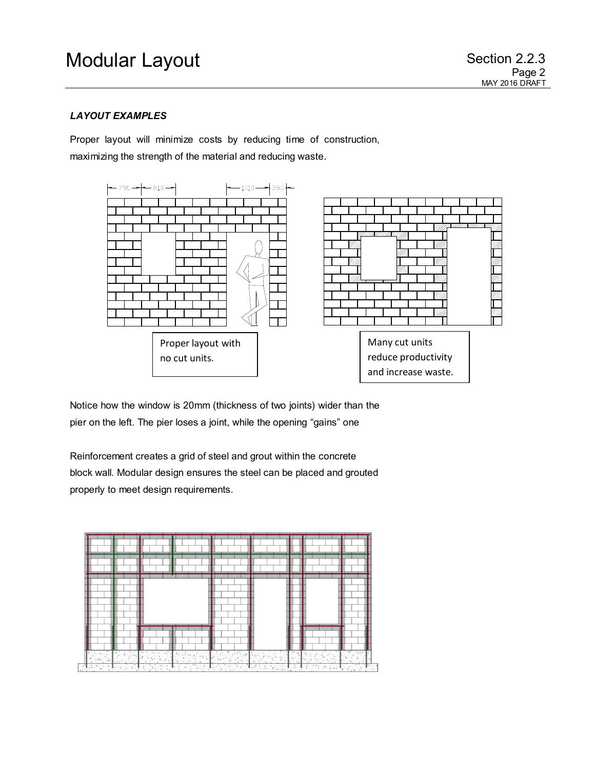### *LAYOUT EXAMPLES*

Proper layout will minimize costs by reducing time of construction, maximizing the strength of the material and reducing waste.

Proper layout with no cut units.

Many cut units reduce productivity and increase waste.

Notice how the window is 20mm (thickness of two joints) wider than the pier on the left. The pier loses a joint, while the opening "gains" one

Reinforcement creates a grid of steel and grout within the concrete block wall. Modular design ensures the steel can be placed and grouted properly to meet design requirements.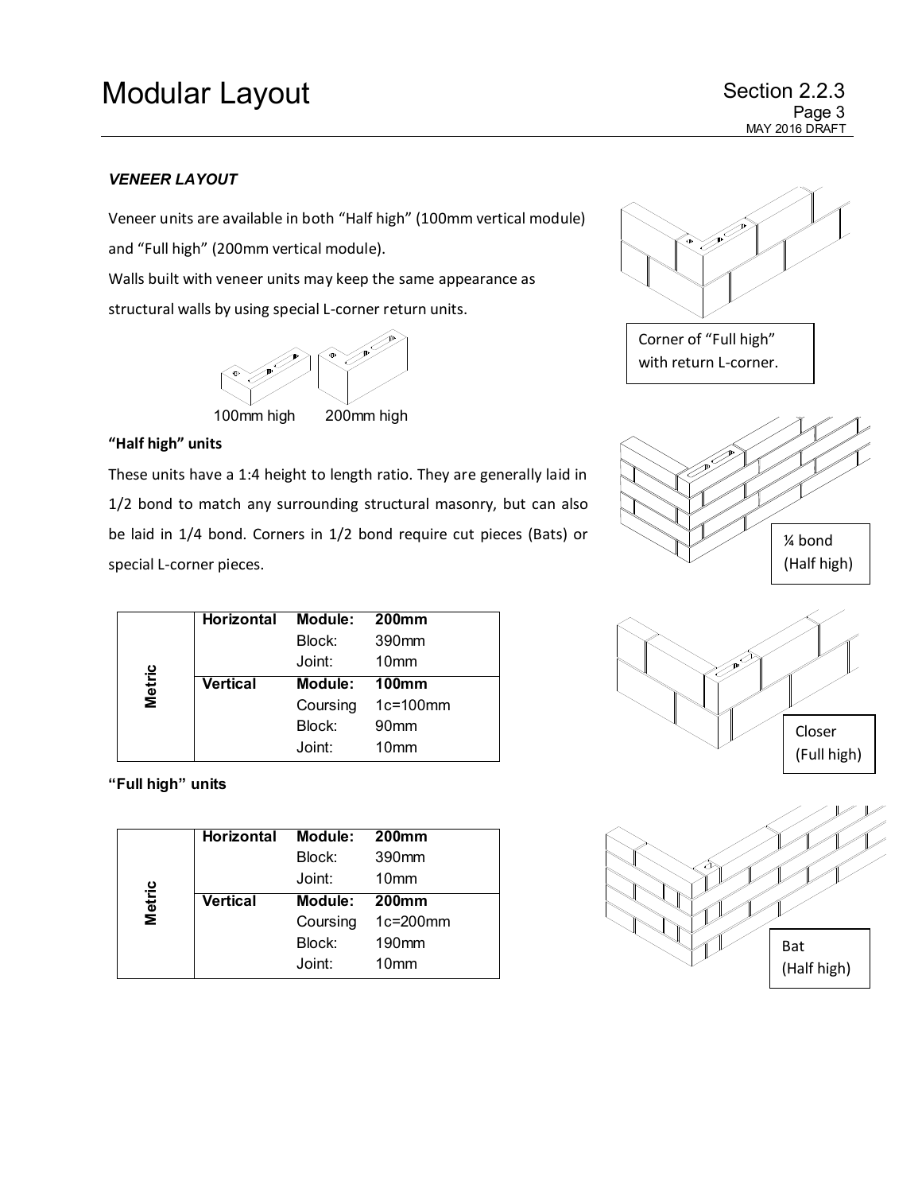# Modular Layout

Section 2.2.3

## VENEER LAYOUT

Veneer units are available in both "Half high" (100mm vertical module) and "Full high" (200mm vertical module).

Walls built with veneer units may keep the same appearance as structural walls by using special L-corner return units.

100mm high 200mm high

Corner of "Full high" with return L-corner.

### "Half high" units

These units have a 1:4 height to length ratio. They are generally laid in 1/2 bond to match any surrounding structural masonry, but can also be laid in 1/4 bond. Corners in 1/2 bond require cut pieces (Bats) or special L-corner pieces.

| | | | |
|---|---|---|---|
| Metric | **Horizontal** | **Module:** | **200mm** |
| | | Block: | 390mm |
| | | Joint: | 10mm |
| | **Vertical** | **Module:** | **100mm** |
| | | Coursing | 1c=100mm |
| | | Block: | 90mm |
| | | Joint: | 10mm |

¼ bond (Half high)

### "Full high" units

| | | | |
|---|---|---|---|
| Metric | **Horizontal** | **Module:** | **200mm** |
| | | Block: | 390mm |
| | | Joint: | 10mm |
| | **Vertical** | **Module:** | **200mm** |
| | | Coursing | 1c=200mm |
| | | Block: | 190mm |
| | | Joint: | 10mm |

Closer (Full high)

Bat (Half high)